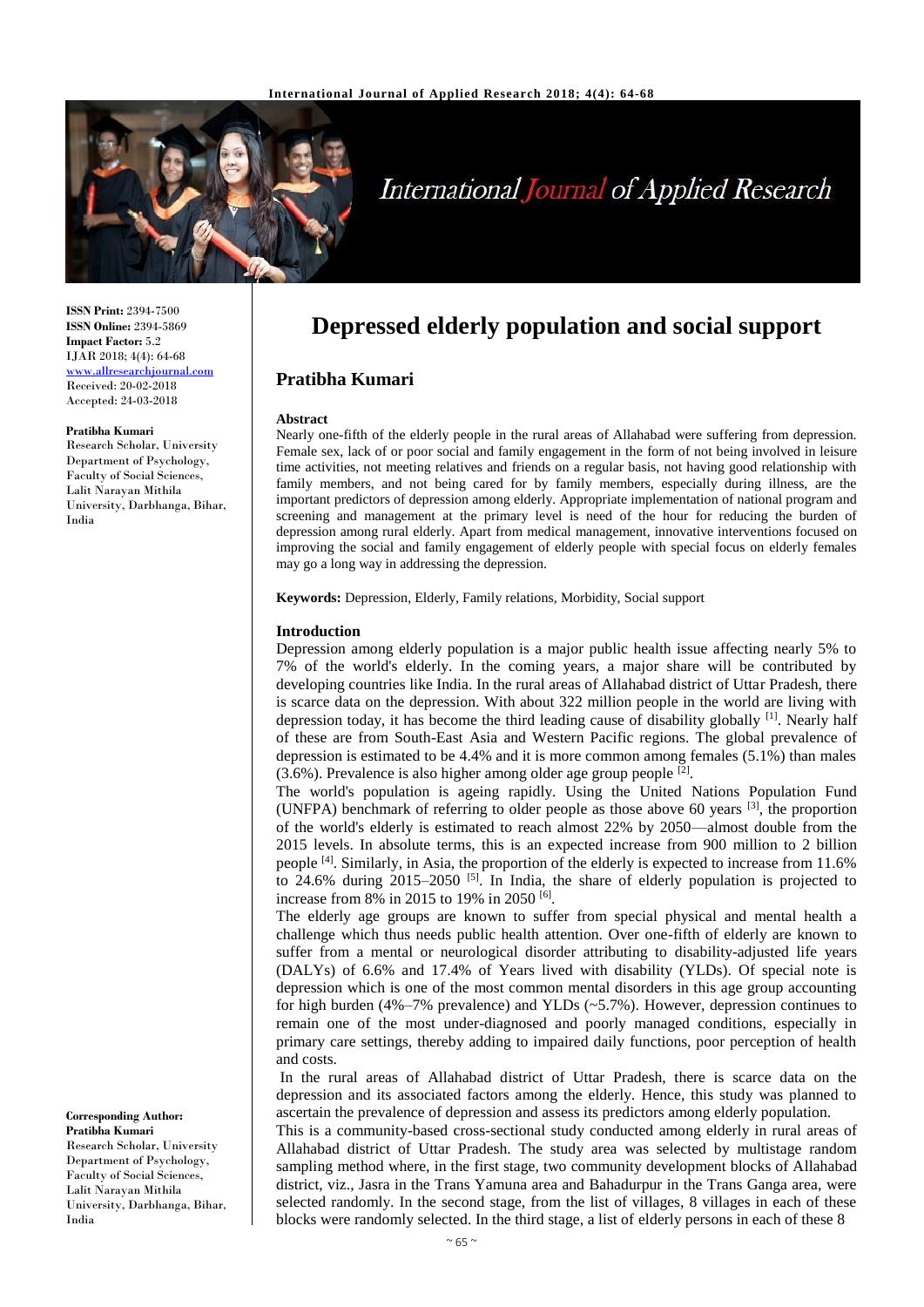# Depressed elderly population and social support

## Pratibha Kumari

ISSN Print: 2394-7500
ISSN Online: 2394-5869
Impact Factor: 5.2
IJAR 2018; 4(4): 64-68
www.allresearchjournal.com
Received: 20-02-2018
Accepted: 24-03-2018

**Pratibha Kumari**
Research Scholar, University Department of Psychology, Faculty of Social Sciences, Lalit Narayan Mithila University, Darbhanga, Bihar, India

**Corresponding Author:**
**Pratibha Kumari**
Research Scholar, University Department of Psychology, Faculty of Social Sciences, Lalit Narayan Mithila University, Darbhanga, Bihar, India

### Abstract

Nearly one-fifth of the elderly people in the rural areas of Allahabad were suffering from depression. Female sex, lack of or poor social and family engagement in the form of not being involved in leisure time activities, not meeting relatives and friends on a regular basis, not having good relationship with family members, and not being cared for by family members, especially during illness, are the important predictors of depression among elderly. Appropriate implementation of national program and screening and management at the primary level is need of the hour for reducing the burden of depression among rural elderly. Apart from medical management, innovative interventions focused on improving the social and family engagement of elderly people with special focus on elderly females may go a long way in addressing the depression.

**Keywords:** Depression, Elderly, Family relations, Morbidity, Social support

### Introduction

Depression among elderly population is a major public health issue affecting nearly 5% to 7% of the world's elderly. In the coming years, a major share will be contributed by developing countries like India. In the rural areas of Allahabad district of Uttar Pradesh, there is scarce data on the depression. With about 322 million people in the world are living with depression today, it has become the third leading cause of disability globally [1]. Nearly half of these are from South-East Asia and Western Pacific regions. The global prevalence of depression is estimated to be 4.4% and it is more common among females (5.1%) than males (3.6%). Prevalence is also higher among older age group people [2].

The world's population is ageing rapidly. Using the United Nations Population Fund (UNFPA) benchmark of referring to older people as those above 60 years [3], the proportion of the world's elderly is estimated to reach almost 22% by 2050—almost double from the 2015 levels. In absolute terms, this is an expected increase from 900 million to 2 billion people [4]. Similarly, in Asia, the proportion of the elderly is expected to increase from 11.6% to 24.6% during 2015–2050 [5]. In India, the share of elderly population is projected to increase from 8% in 2015 to 19% in 2050 [6].

The elderly age groups are known to suffer from special physical and mental health a challenge which thus needs public health attention. Over one-fifth of elderly are known to suffer from a mental or neurological disorder attributing to disability-adjusted life years (DALYs) of 6.6% and 17.4% of Years lived with disability (YLDs). Of special note is depression which is one of the most common mental disorders in this age group accounting for high burden (4%–7% prevalence) and YLDs (~5.7%). However, depression continues to remain one of the most under-diagnosed and poorly managed conditions, especially in primary care settings, thereby adding to impaired daily functions, poor perception of health and costs.

In the rural areas of Allahabad district of Uttar Pradesh, there is scarce data on the depression and its associated factors among the elderly. Hence, this study was planned to ascertain the prevalence of depression and assess its predictors among elderly population.

This is a community-based cross-sectional study conducted among elderly in rural areas of Allahabad district of Uttar Pradesh. The study area was selected by multistage random sampling method where, in the first stage, two community development blocks of Allahabad district, viz., Jasra in the Trans Yamuna area and Bahadurpur in the Trans Ganga area, were selected randomly. In the second stage, from the list of villages, 8 villages in each of these blocks were randomly selected. In the third stage, a list of elderly persons in each of these 8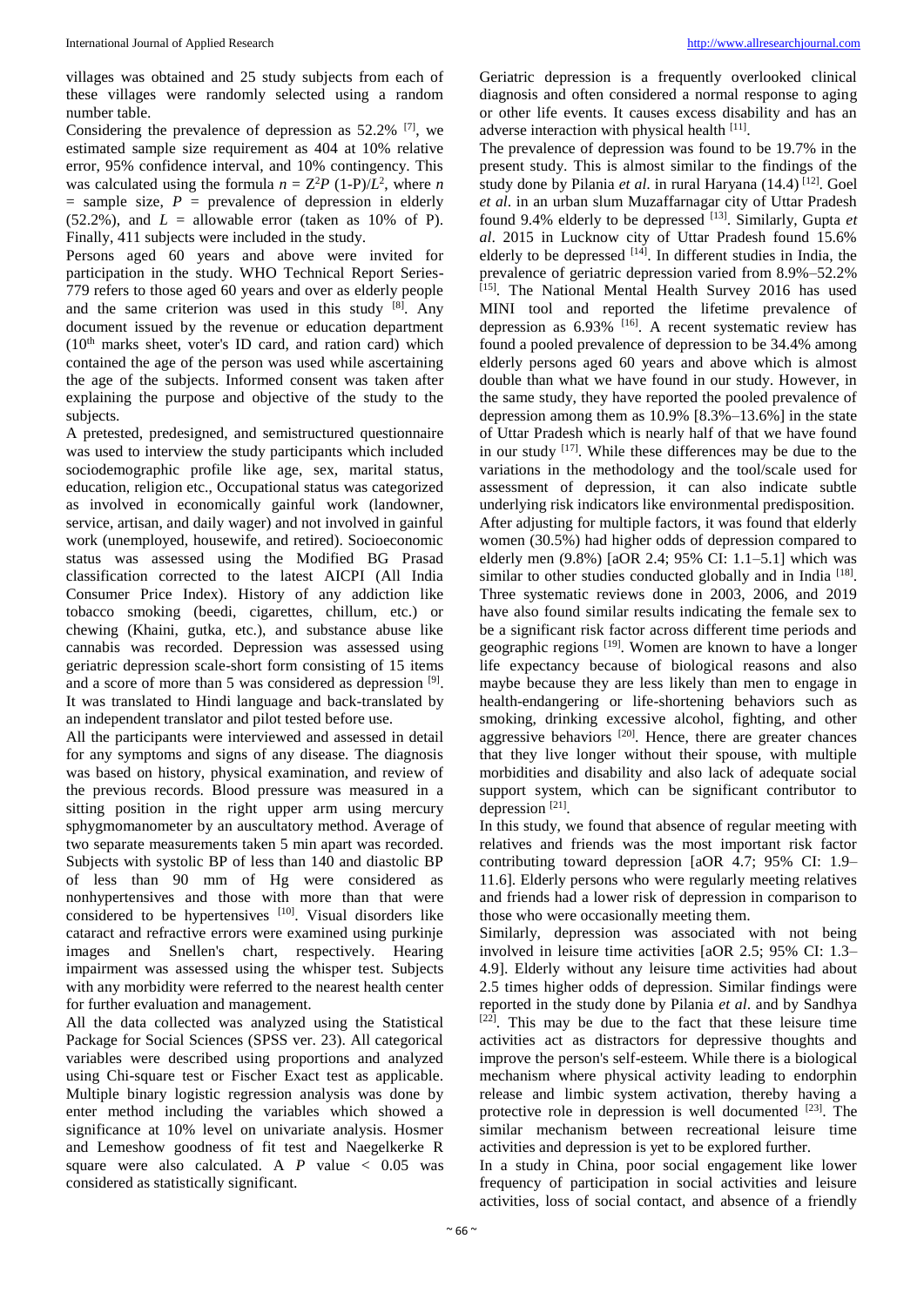villages was obtained and 25 study subjects from each of these villages were randomly selected using a random number table.

Considering the prevalence of depression as 52.2% [7], we estimated sample size requirement as 404 at 10% relative error, 95% confidence interval, and 10% contingency. This was calculated using the formula $n = Z^2P\ (1\text{-}P)/L^2$, where $n$ = sample size, $P$ = prevalence of depression in elderly (52.2%), and $L$ = allowable error (taken as 10% of P). Finally, 411 subjects were included in the study.

Persons aged 60 years and above were invited for participation in the study. WHO Technical Report Series-779 refers to those aged 60 years and over as elderly people and the same criterion was used in this study [8]. Any document issued by the revenue or education department (10th marks sheet, voter's ID card, and ration card) which contained the age of the person was used while ascertaining the age of the subjects. Informed consent was taken after explaining the purpose and objective of the study to the subjects.

A pretested, predesigned, and semistructured questionnaire was used to interview the study participants which included sociodemographic profile like age, sex, marital status, education, religion etc., Occupational status was categorized as involved in economically gainful work (landowner, service, artisan, and daily wager) and not involved in gainful work (unemployed, housewife, and retired). Socioeconomic status was assessed using the Modified BG Prasad classification corrected to the latest AICPI (All India Consumer Price Index). History of any addiction like tobacco smoking (beedi, cigarettes, chillum, etc.) or chewing (Khaini, gutka, etc.), and substance abuse like cannabis was recorded. Depression was assessed using geriatric depression scale-short form consisting of 15 items and a score of more than 5 was considered as depression [9]. It was translated to Hindi language and back-translated by an independent translator and pilot tested before use.

All the participants were interviewed and assessed in detail for any symptoms and signs of any disease. The diagnosis was based on history, physical examination, and review of the previous records. Blood pressure was measured in a sitting position in the right upper arm using mercury sphygmomanometer by an auscultatory method. Average of two separate measurements taken 5 min apart was recorded. Subjects with systolic BP of less than 140 and diastolic BP of less than 90 mm of Hg were considered as nonhypertensives and those with more than that were considered to be hypertensives [10]. Visual disorders like cataract and refractive errors were examined using purkinje images and Snellen's chart, respectively. Hearing impairment was assessed using the whisper test. Subjects with any morbidity were referred to the nearest health center for further evaluation and management.

All the data collected was analyzed using the Statistical Package for Social Sciences (SPSS ver. 23). All categorical variables were described using proportions and analyzed using Chi-square test or Fischer Exact test as applicable. Multiple binary logistic regression analysis was done by enter method including the variables which showed a significance at 10% level on univariate analysis. Hosmer and Lemeshow goodness of fit test and Naegelkerke R square were also calculated. A $P$ value $< 0.05$ was considered as statistically significant.

Geriatric depression is a frequently overlooked clinical diagnosis and often considered a normal response to aging or other life events. It causes excess disability and has an adverse interaction with physical health [11].

The prevalence of depression was found to be 19.7% in the present study. This is almost similar to the findings of the study done by Pilania *et al*. in rural Haryana (14.4) [12]. Goel *et al*. in an urban slum Muzaffarnagar city of Uttar Pradesh found 9.4% elderly to be depressed [13]. Similarly, Gupta *et al*. 2015 in Lucknow city of Uttar Pradesh found 15.6% elderly to be depressed [14]. In different studies in India, the prevalence of geriatric depression varied from 8.9%–52.2% [15]. The National Mental Health Survey 2016 has used MINI tool and reported the lifetime prevalence of depression as 6.93% [16]. A recent systematic review has found a pooled prevalence of depression to be 34.4% among elderly persons aged 60 years and above which is almost double than what we have found in our study. However, in the same study, they have reported the pooled prevalence of depression among them as 10.9% [8.3%–13.6%] in the state of Uttar Pradesh which is nearly half of that we have found in our study [17]. While these differences may be due to the variations in the methodology and the tool/scale used for assessment of depression, it can also indicate subtle underlying risk indicators like environmental predisposition.

After adjusting for multiple factors, it was found that elderly women (30.5%) had higher odds of depression compared to elderly men (9.8%) [aOR 2.4; 95% CI: 1.1–5.1] which was similar to other studies conducted globally and in India [18]. Three systematic reviews done in 2003, 2006, and 2019 have also found similar results indicating the female sex to be a significant risk factor across different time periods and geographic regions [19]. Women are known to have a longer life expectancy because of biological reasons and also maybe because they are less likely than men to engage in health-endangering or life-shortening behaviors such as smoking, drinking excessive alcohol, fighting, and other aggressive behaviors [20]. Hence, there are greater chances that they live longer without their spouse, with multiple morbidities and disability and also lack of adequate social support system, which can be significant contributor to depression [21].

In this study, we found that absence of regular meeting with relatives and friends was the most important risk factor contributing toward depression [aOR 4.7; 95% CI: 1.9–11.6]. Elderly persons who were regularly meeting relatives and friends had a lower risk of depression in comparison to those who were occasionally meeting them.

Similarly, depression was associated with not being involved in leisure time activities [aOR 2.5; 95% CI: 1.3–4.9]. Elderly without any leisure time activities had about 2.5 times higher odds of depression. Similar findings were reported in the study done by Pilania *et al*. and by Sandhya [22]. This may be due to the fact that these leisure time activities act as distractors for depressive thoughts and improve the person's self-esteem. While there is a biological mechanism where physical activity leading to endorphin release and limbic system activation, thereby having a protective role in depression is well documented [23]. The similar mechanism between recreational leisure time activities and depression is yet to be explored further.

In a study in China, poor social engagement like lower frequency of participation in social activities and leisure activities, loss of social contact, and absence of a friendly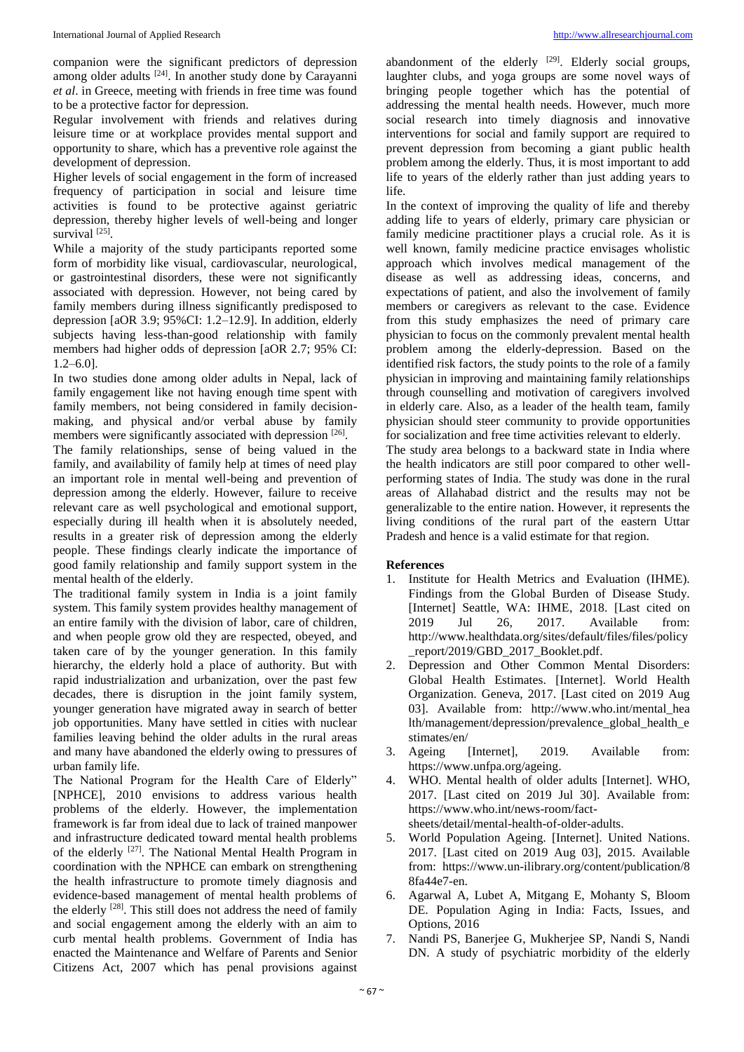companion were the significant predictors of depression among older adults [24]. In another study done by Carayanni *et al*. in Greece, meeting with friends in free time was found to be a protective factor for depression.

Regular involvement with friends and relatives during leisure time or at workplace provides mental support and opportunity to share, which has a preventive role against the development of depression.

Higher levels of social engagement in the form of increased frequency of participation in social and leisure time activities is found to be protective against geriatric depression, thereby higher levels of well-being and longer survival [25].

While a majority of the study participants reported some form of morbidity like visual, cardiovascular, neurological, or gastrointestinal disorders, these were not significantly associated with depression. However, not being cared by family members during illness significantly predisposed to depression [aOR 3.9; 95%CI: 1.2–12.9]. In addition, elderly subjects having less-than-good relationship with family members had higher odds of depression [aOR 2.7; 95% CI: 1.2–6.0].

In two studies done among older adults in Nepal, lack of family engagement like not having enough time spent with family members, not being considered in family decision-making, and physical and/or verbal abuse by family members were significantly associated with depression [26].

The family relationships, sense of being valued in the family, and availability of family help at times of need play an important role in mental well-being and prevention of depression among the elderly. However, failure to receive relevant care as well psychological and emotional support, especially during ill health when it is absolutely needed, results in a greater risk of depression among the elderly people. These findings clearly indicate the importance of good family relationship and family support system in the mental health of the elderly.

The traditional family system in India is a joint family system. This family system provides healthy management of an entire family with the division of labor, care of children, and when people grow old they are respected, obeyed, and taken care of by the younger generation. In this family hierarchy, the elderly hold a place of authority. But with rapid industrialization and urbanization, over the past few decades, there is disruption in the joint family system, younger generation have migrated away in search of better job opportunities. Many have settled in cities with nuclear families leaving behind the older adults in the rural areas and many have abandoned the elderly owing to pressures of urban family life.

The National Program for the Health Care of Elderly" [NPHCE], 2010 envisions to address various health problems of the elderly. However, the implementation framework is far from ideal due to lack of trained manpower and infrastructure dedicated toward mental health problems of the elderly [27]. The National Mental Health Program in coordination with the NPHCE can embark on strengthening the health infrastructure to promote timely diagnosis and evidence-based management of mental health problems of the elderly [28]. This still does not address the need of family and social engagement among the elderly with an aim to curb mental health problems. Government of India has enacted the Maintenance and Welfare of Parents and Senior Citizens Act, 2007 which has penal provisions against abandonment of the elderly [29]. Elderly social groups, laughter clubs, and yoga groups are some novel ways of bringing people together which has the potential of addressing the mental health needs. However, much more social research into timely diagnosis and innovative interventions for social and family support are required to prevent depression from becoming a giant public health problem among the elderly. Thus, it is most important to add life to years of the elderly rather than just adding years to life.

In the context of improving the quality of life and thereby adding life to years of elderly, primary care physician or family medicine practitioner plays a crucial role. As it is well known, family medicine practice envisages wholistic approach which involves medical management of the disease as well as addressing ideas, concerns, and expectations of patient, and also the involvement of family members or caregivers as relevant to the case. Evidence from this study emphasizes the need of primary care physician to focus on the commonly prevalent mental health problem among the elderly-depression. Based on the identified risk factors, the study points to the role of a family physician in improving and maintaining family relationships through counselling and motivation of caregivers involved in elderly care. Also, as a leader of the health team, family physician should steer community to provide opportunities for socialization and free time activities relevant to elderly.

The study area belongs to a backward state in India where the health indicators are still poor compared to other well-performing states of India. The study was done in the rural areas of Allahabad district and the results may not be generalizable to the entire nation. However, it represents the living conditions of the rural part of the eastern Uttar Pradesh and hence is a valid estimate for that region.

## References

1. Institute for Health Metrics and Evaluation (IHME). Findings from the Global Burden of Disease Study. [Internet] Seattle, WA: IHME, 2018. [Last cited on 2019 Jul 26, 2017. Available from: http://www.healthdata.org/sites/default/files/files/policy_report/2019/GBD_2017_Booklet.pdf.
2. Depression and Other Common Mental Disorders: Global Health Estimates. [Internet]. World Health Organization. Geneva, 2017. [Last cited on 2019 Aug 03]. Available from: http://www.who.int/mental_health/management/depression/prevalence_global_health_estimates/en/
3. Ageing [Internet], 2019. Available from: https://www.unfpa.org/ageing.
4. WHO. Mental health of older adults [Internet]. WHO, 2017. [Last cited on 2019 Jul 30]. Available from: https://www.who.int/news-room/fact-sheets/detail/mental-health-of-older-adults.
5. World Population Ageing. [Internet]. United Nations. 2017. [Last cited on 2019 Aug 03], 2015. Available from: https://www.un-ilibrary.org/content/publication/88fa44e7-en.
6. Agarwal A, Lubet A, Mitgang E, Mohanty S, Bloom DE. Population Aging in India: Facts, Issues, and Options, 2016
7. Nandi PS, Banerjee G, Mukherjee SP, Nandi S, Nandi DN. A study of psychiatric morbidity of the elderly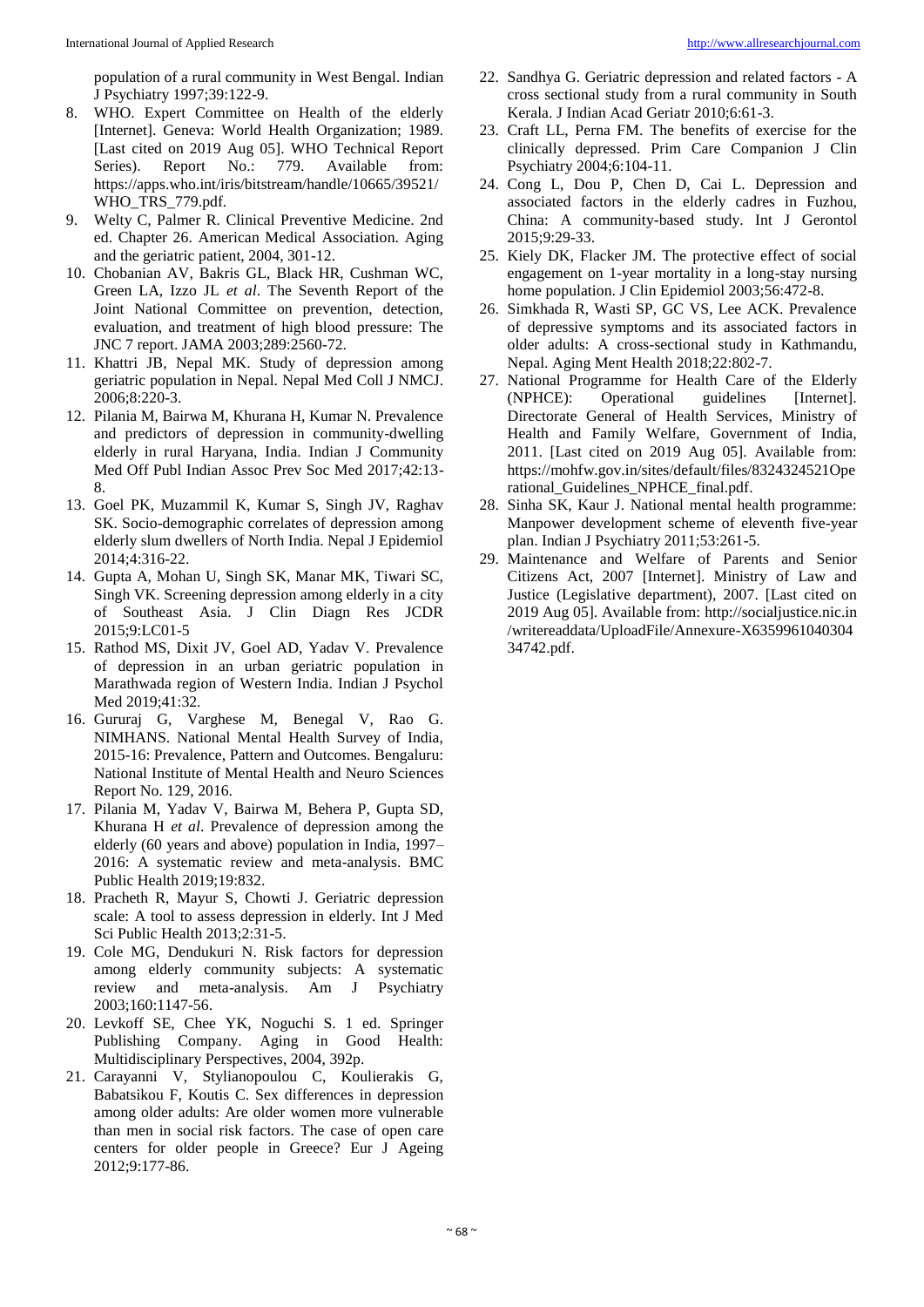population of a rural community in West Bengal. Indian J Psychiatry 1997;39:122-9.

8. WHO. Expert Committee on Health of the elderly [Internet]. Geneva: World Health Organization; 1989. [Last cited on 2019 Aug 05]. WHO Technical Report Series). Report No.: 779. Available from: https://apps.who.int/iris/bitstream/handle/10665/39521/WHO_TRS_779.pdf.
9. Welty C, Palmer R. Clinical Preventive Medicine. 2nd ed. Chapter 26. American Medical Association. Aging and the geriatric patient, 2004, 301-12.
10. Chobanian AV, Bakris GL, Black HR, Cushman WC, Green LA, Izzo JL *et al*. The Seventh Report of the Joint National Committee on prevention, detection, evaluation, and treatment of high blood pressure: The JNC 7 report. JAMA 2003;289:2560-72.
11. Khattri JB, Nepal MK. Study of depression among geriatric population in Nepal. Nepal Med Coll J NMCJ. 2006;8:220-3.
12. Pilania M, Bairwa M, Khurana H, Kumar N. Prevalence and predictors of depression in community-dwelling elderly in rural Haryana, India. Indian J Community Med Off Publ Indian Assoc Prev Soc Med 2017;42:13-8.
13. Goel PK, Muzammil K, Kumar S, Singh JV, Raghav SK. Socio-demographic correlates of depression among elderly slum dwellers of North India. Nepal J Epidemiol 2014;4:316-22.
14. Gupta A, Mohan U, Singh SK, Manar MK, Tiwari SC, Singh VK. Screening depression among elderly in a city of Southeast Asia. J Clin Diagn Res JCDR 2015;9:LC01-5
15. Rathod MS, Dixit JV, Goel AD, Yadav V. Prevalence of depression in an urban geriatric population in Marathwada region of Western India. Indian J Psychol Med 2019;41:32.
16. Gururaj G, Varghese M, Benegal V, Rao G. NIMHANS. National Mental Health Survey of India, 2015-16: Prevalence, Pattern and Outcomes. Bengaluru: National Institute of Mental Health and Neuro Sciences Report No. 129, 2016.
17. Pilania M, Yadav V, Bairwa M, Behera P, Gupta SD, Khurana H *et al*. Prevalence of depression among the elderly (60 years and above) population in India, 1997–2016: A systematic review and meta-analysis. BMC Public Health 2019;19:832.
18. Pracheth R, Mayur S, Chowti J. Geriatric depression scale: A tool to assess depression in elderly. Int J Med Sci Public Health 2013;2:31-5.
19. Cole MG, Dendukuri N. Risk factors for depression among elderly community subjects: A systematic review and meta-analysis. Am J Psychiatry 2003;160:1147-56.
20. Levkoff SE, Chee YK, Noguchi S. 1 ed. Springer Publishing Company. Aging in Good Health: Multidisciplinary Perspectives, 2004, 392p.
21. Carayanni V, Stylianopoulou C, Koulierakis G, Babatsikou F, Koutis C. Sex differences in depression among older adults: Are older women more vulnerable than men in social risk factors. The case of open care centers for older people in Greece? Eur J Ageing 2012;9:177-86.
22. Sandhya G. Geriatric depression and related factors - A cross sectional study from a rural community in South Kerala. J Indian Acad Geriatr 2010;6:61-3.
23. Craft LL, Perna FM. The benefits of exercise for the clinically depressed. Prim Care Companion J Clin Psychiatry 2004;6:104-11.
24. Cong L, Dou P, Chen D, Cai L. Depression and associated factors in the elderly cadres in Fuzhou, China: A community-based study. Int J Gerontol 2015;9:29-33.
25. Kiely DK, Flacker JM. The protective effect of social engagement on 1-year mortality in a long-stay nursing home population. J Clin Epidemiol 2003;56:472-8.
26. Simkhada R, Wasti SP, GC VS, Lee ACK. Prevalence of depressive symptoms and its associated factors in older adults: A cross-sectional study in Kathmandu, Nepal. Aging Ment Health 2018;22:802-7.
27. National Programme for Health Care of the Elderly (NPHCE): Operational guidelines [Internet]. Directorate General of Health Services, Ministry of Health and Family Welfare, Government of India, 2011. [Last cited on 2019 Aug 05]. Available from: https://mohfw.gov.in/sites/default/files/8324324521Operational_Guidelines_NPHCE_final.pdf.
28. Sinha SK, Kaur J. National mental health programme: Manpower development scheme of eleventh five-year plan. Indian J Psychiatry 2011;53:261-5.
29. Maintenance and Welfare of Parents and Senior Citizens Act, 2007 [Internet]. Ministry of Law and Justice (Legislative department), 2007. [Last cited on 2019 Aug 05]. Available from: http://socialjustice.nic.in/writereaddata/UploadFile/Annexure-X635996104030434742.pdf.